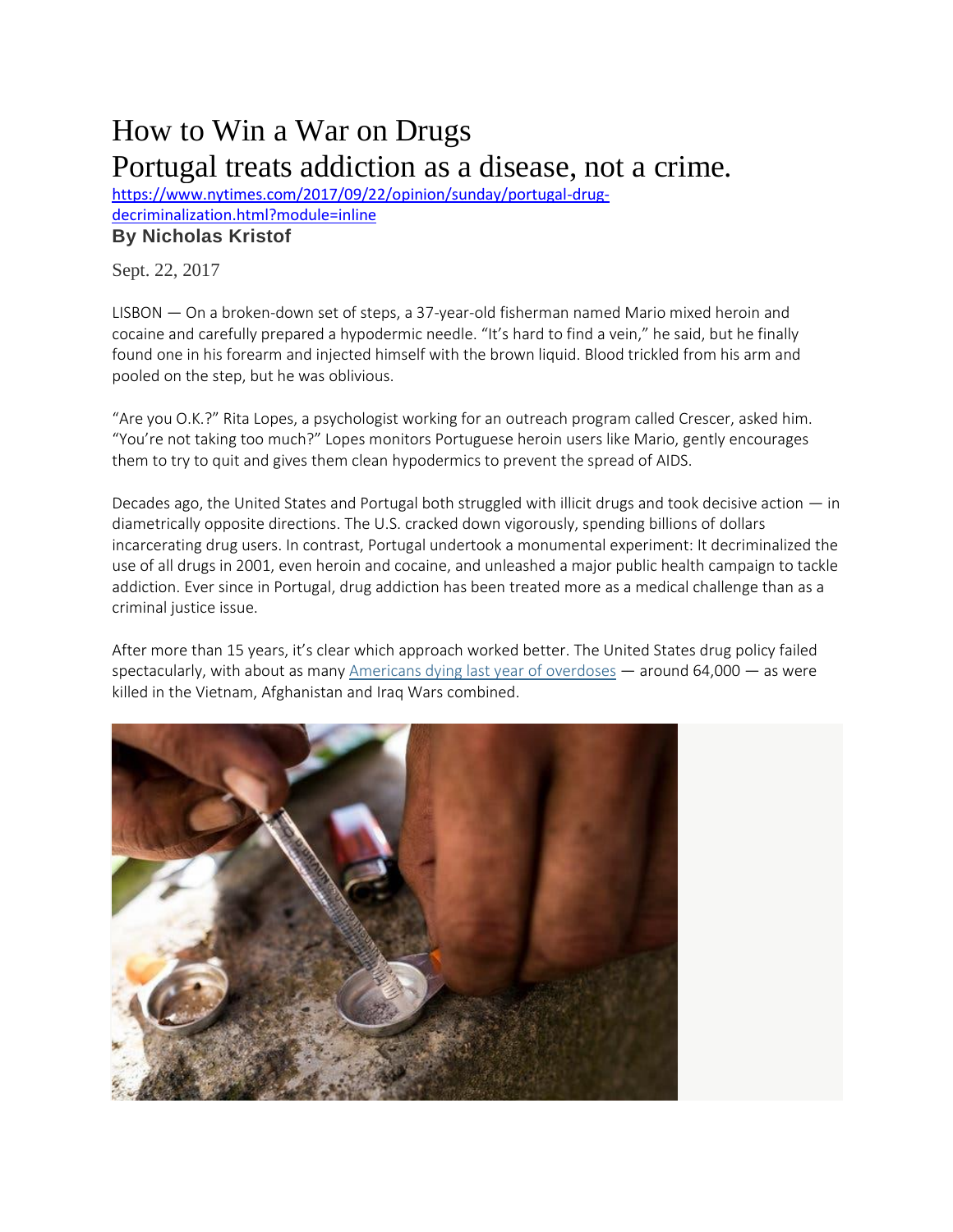# How to Win a War on Drugs

## Portugal treats addiction as a disease, not a crime.

https://www.nytimes.com/2017/09/22/opinion/sunday/portugal-drug-decriminalization.html?module=inline

**By Nicholas Kristof**

Sept. 22, 2017

LISBON — On a broken-down set of steps, a 37-year-old fisherman named Mario mixed heroin and cocaine and carefully prepared a hypodermic needle. "It's hard to find a vein," he said, but he finally found one in his forearm and injected himself with the brown liquid. Blood trickled from his arm and pooled on the step, but he was oblivious.

"Are you O.K.?" Rita Lopes, a psychologist working for an outreach program called Crescer, asked him. "You're not taking too much?" Lopes monitors Portuguese heroin users like Mario, gently encourages them to try to quit and gives them clean hypodermics to prevent the spread of AIDS.

Decades ago, the United States and Portugal both struggled with illicit drugs and took decisive action — in diametrically opposite directions. The U.S. cracked down vigorously, spending billions of dollars incarcerating drug users. In contrast, Portugal undertook a monumental experiment: It decriminalized the use of all drugs in 2001, even heroin and cocaine, and unleashed a major public health campaign to tackle addiction. Ever since in Portugal, drug addiction has been treated more as a medical challenge than as a criminal justice issue.

After more than 15 years, it's clear which approach worked better. The United States drug policy failed spectacularly, with about as many Americans dying last year of overdoses — around 64,000 — as were killed in the Vietnam, Afghanistan and Iraq Wars combined.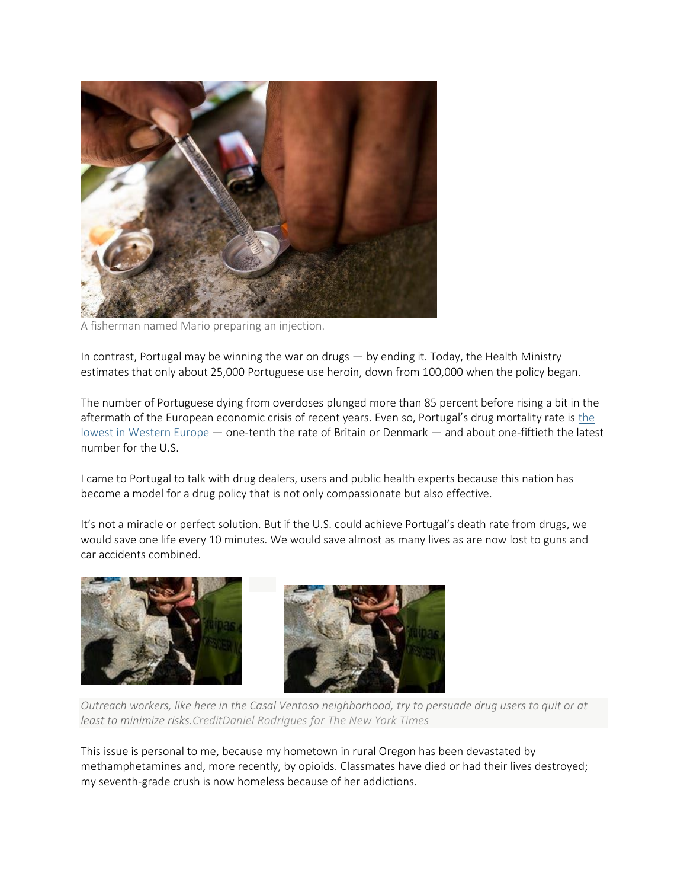A fisherman named Mario preparing an injection.

In contrast, Portugal may be winning the war on drugs — by ending it. Today, the Health Ministry estimates that only about 25,000 Portuguese use heroin, down from 100,000 when the policy began.

The number of Portuguese dying from overdoses plunged more than 85 percent before rising a bit in the aftermath of the European economic crisis of recent years. Even so, Portugal's drug mortality rate is the lowest in Western Europe — one-tenth the rate of Britain or Denmark — and about one-fiftieth the latest number for the U.S.

I came to Portugal to talk with drug dealers, users and public health experts because this nation has become a model for a drug policy that is not only compassionate but also effective.

It's not a miracle or perfect solution. But if the U.S. could achieve Portugal's death rate from drugs, we would save one life every 10 minutes. We would save almost as many lives as are now lost to guns and car accidents combined.

*Outreach workers, like here in the Casal Ventoso neighborhood, try to persuade drug users to quit or at least to minimize risks.CreditDaniel Rodrigues for The New York Times*

This issue is personal to me, because my hometown in rural Oregon has been devastated by methamphetamines and, more recently, by opioids. Classmates have died or had their lives destroyed; my seventh-grade crush is now homeless because of her addictions.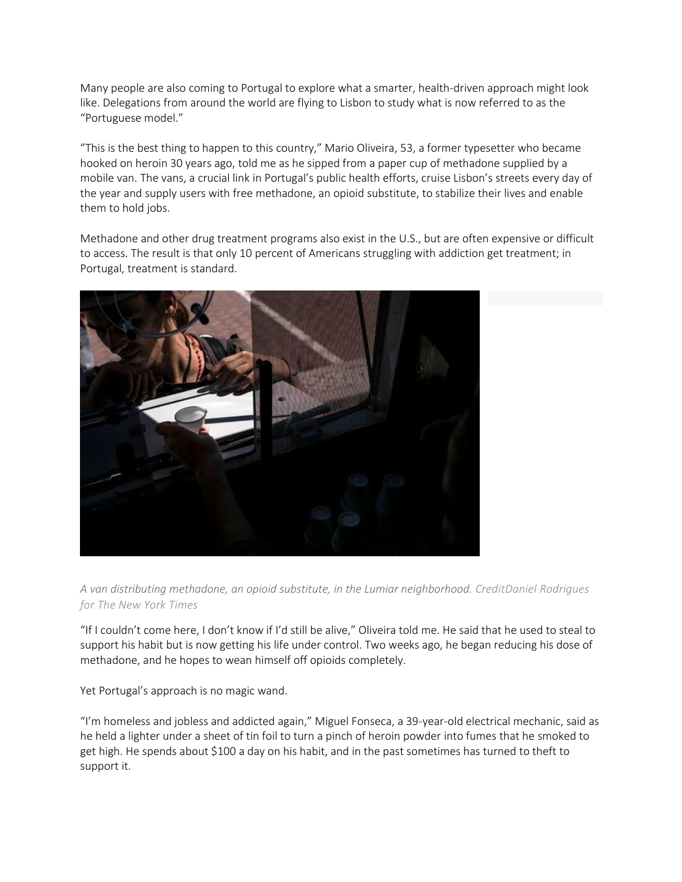Many people are also coming to Portugal to explore what a smarter, health-driven approach might look like. Delegations from around the world are flying to Lisbon to study what is now referred to as the "Portuguese model."

"This is the best thing to happen to this country," Mario Oliveira, 53, a former typesetter who became hooked on heroin 30 years ago, told me as he sipped from a paper cup of methadone supplied by a mobile van. The vans, a crucial link in Portugal's public health efforts, cruise Lisbon's streets every day of the year and supply users with free methadone, an opioid substitute, to stabilize their lives and enable them to hold jobs.

Methadone and other drug treatment programs also exist in the U.S., but are often expensive or difficult to access. The result is that only 10 percent of Americans struggling with addiction get treatment; in Portugal, treatment is standard.

*A van distributing methadone, an opioid substitute, in the Lumiar neighborhood.* *CreditDaniel Rodrigues for The New York Times*

"If I couldn't come here, I don't know if I'd still be alive," Oliveira told me. He said that he used to steal to support his habit but is now getting his life under control. Two weeks ago, he began reducing his dose of methadone, and he hopes to wean himself off opioids completely.

Yet Portugal's approach is no magic wand.

"I'm homeless and jobless and addicted again," Miguel Fonseca, a 39-year-old electrical mechanic, said as he held a lighter under a sheet of tin foil to turn a pinch of heroin powder into fumes that he smoked to get high. He spends about $100 a day on his habit, and in the past sometimes has turned to theft to support it.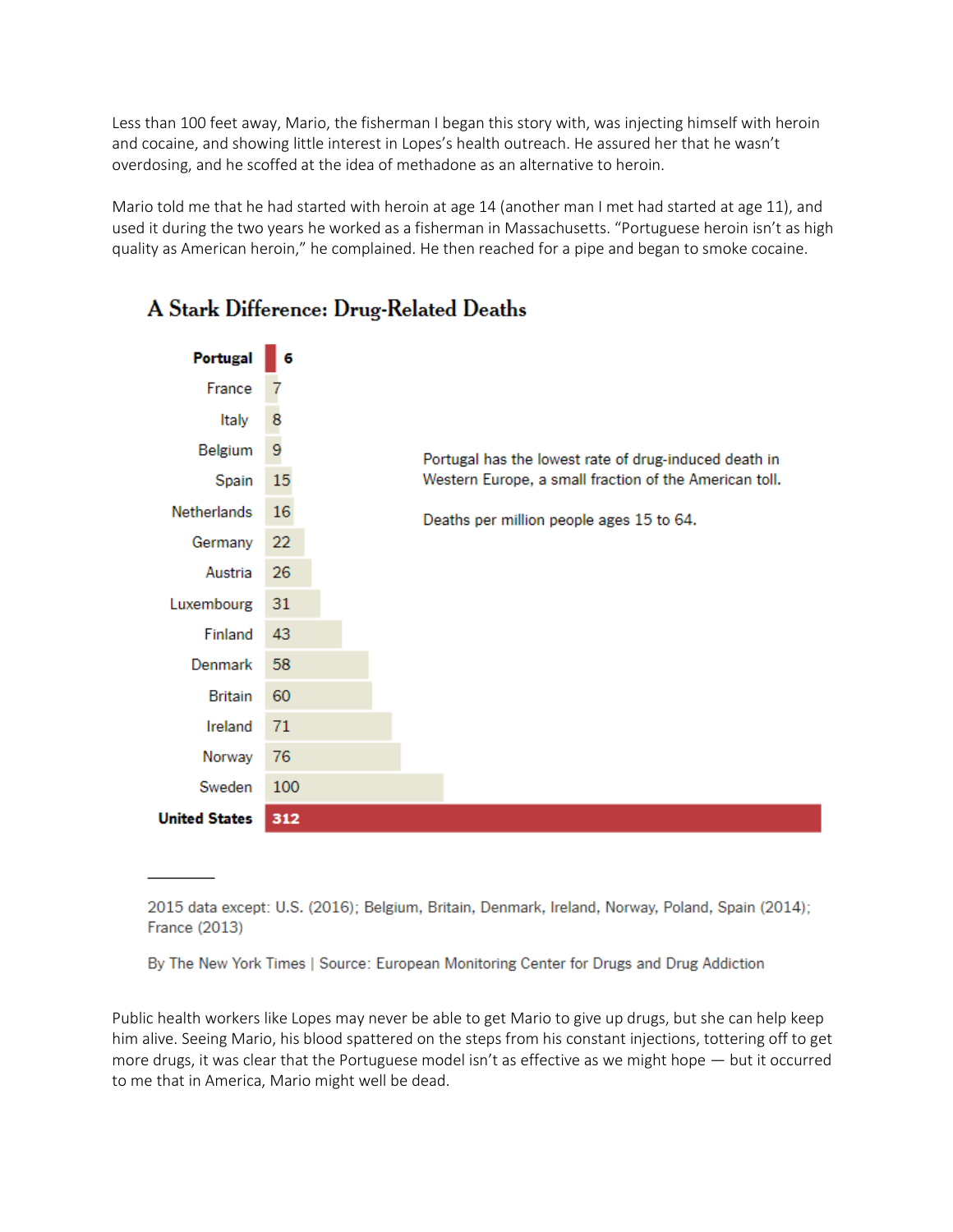Less than 100 feet away, Mario, the fisherman I began this story with, was injecting himself with heroin and cocaine, and showing little interest in Lopes's health outreach. He assured her that he wasn't overdosing, and he scoffed at the idea of methadone as an alternative to heroin.

Mario told me that he had started with heroin at age 14 (another man I met had started at age 11), and used it during the two years he worked as a fisherman in Massachusetts. "Portuguese heroin isn't as high quality as American heroin," he complained. He then reached for a pipe and began to smoke cocaine.

## A Stark Difference: Drug-Related Deaths

Portugal has the lowest rate of drug-induced death in Western Europe, a small fraction of the American toll.

Deaths per million people ages 15 to 64.

| Country | Deaths per million |
| --- | --- |
| **Portugal** | **6** |
| France | 7 |
| Italy | 8 |
| Belgium | 9 |
| Spain | 15 |
| Netherlands | 16 |
| Germany | 22 |
| Austria | 26 |
| Luxembourg | 31 |
| Finland | 43 |
| Denmark | 58 |
| Britain | 60 |
| Ireland | 71 |
| Norway | 76 |
| Sweden | 100 |
| **United States** | **312** |

2015 data except: U.S. (2016); Belgium, Britain, Denmark, Ireland, Norway, Poland, Spain (2014); France (2013)

By The New York Times | Source: European Monitoring Center for Drugs and Drug Addiction

Public health workers like Lopes may never be able to get Mario to give up drugs, but she can help keep him alive. Seeing Mario, his blood spattered on the steps from his constant injections, tottering off to get more drugs, it was clear that the Portuguese model isn't as effective as we might hope — but it occurred to me that in America, Mario might well be dead.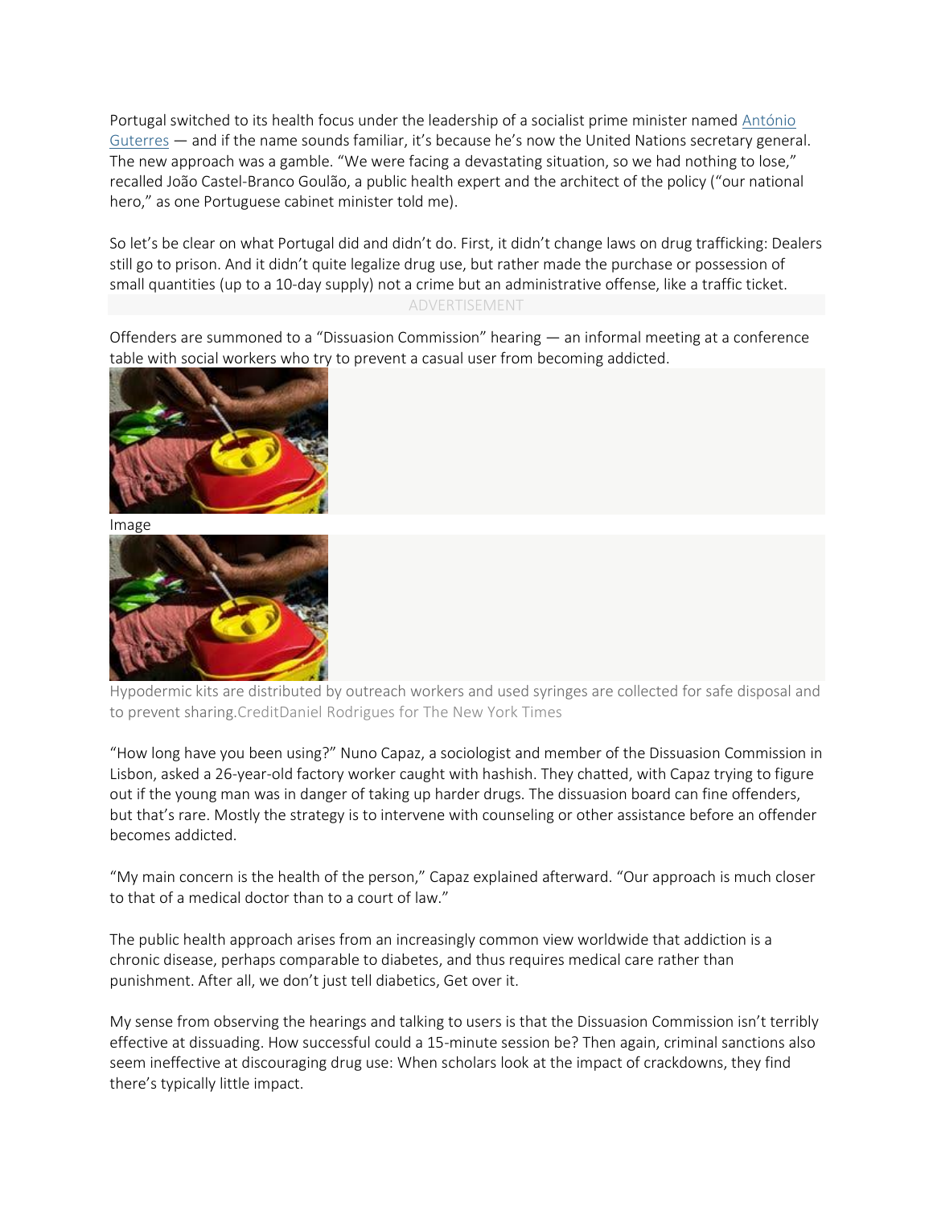Portugal switched to its health focus under the leadership of a socialist prime minister named António Guterres — and if the name sounds familiar, it's because he's now the United Nations secretary general. The new approach was a gamble. "We were facing a devastating situation, so we had nothing to lose," recalled João Castel-Branco Goulão, a public health expert and the architect of the policy ("our national hero," as one Portuguese cabinet minister told me).

So let's be clear on what Portugal did and didn't do. First, it didn't change laws on drug trafficking: Dealers still go to prison. And it didn't quite legalize drug use, but rather made the purchase or possession of small quantities (up to a 10-day supply) not a crime but an administrative offense, like a traffic ticket.

ADVERTISEMENT

Offenders are summoned to a "Dissuasion Commission" hearing — an informal meeting at a conference table with social workers who try to prevent a casual user from becoming addicted.

Image

Hypodermic kits are distributed by outreach workers and used syringes are collected for safe disposal and to prevent sharing.CreditDaniel Rodrigues for The New York Times

"How long have you been using?" Nuno Capaz, a sociologist and member of the Dissuasion Commission in Lisbon, asked a 26-year-old factory worker caught with hashish. They chatted, with Capaz trying to figure out if the young man was in danger of taking up harder drugs. The dissuasion board can fine offenders, but that's rare. Mostly the strategy is to intervene with counseling or other assistance before an offender becomes addicted.

"My main concern is the health of the person," Capaz explained afterward. "Our approach is much closer to that of a medical doctor than to a court of law."

The public health approach arises from an increasingly common view worldwide that addiction is a chronic disease, perhaps comparable to diabetes, and thus requires medical care rather than punishment. After all, we don't just tell diabetics, Get over it.

My sense from observing the hearings and talking to users is that the Dissuasion Commission isn't terribly effective at dissuading. How successful could a 15-minute session be? Then again, criminal sanctions also seem ineffective at discouraging drug use: When scholars look at the impact of crackdowns, they find there's typically little impact.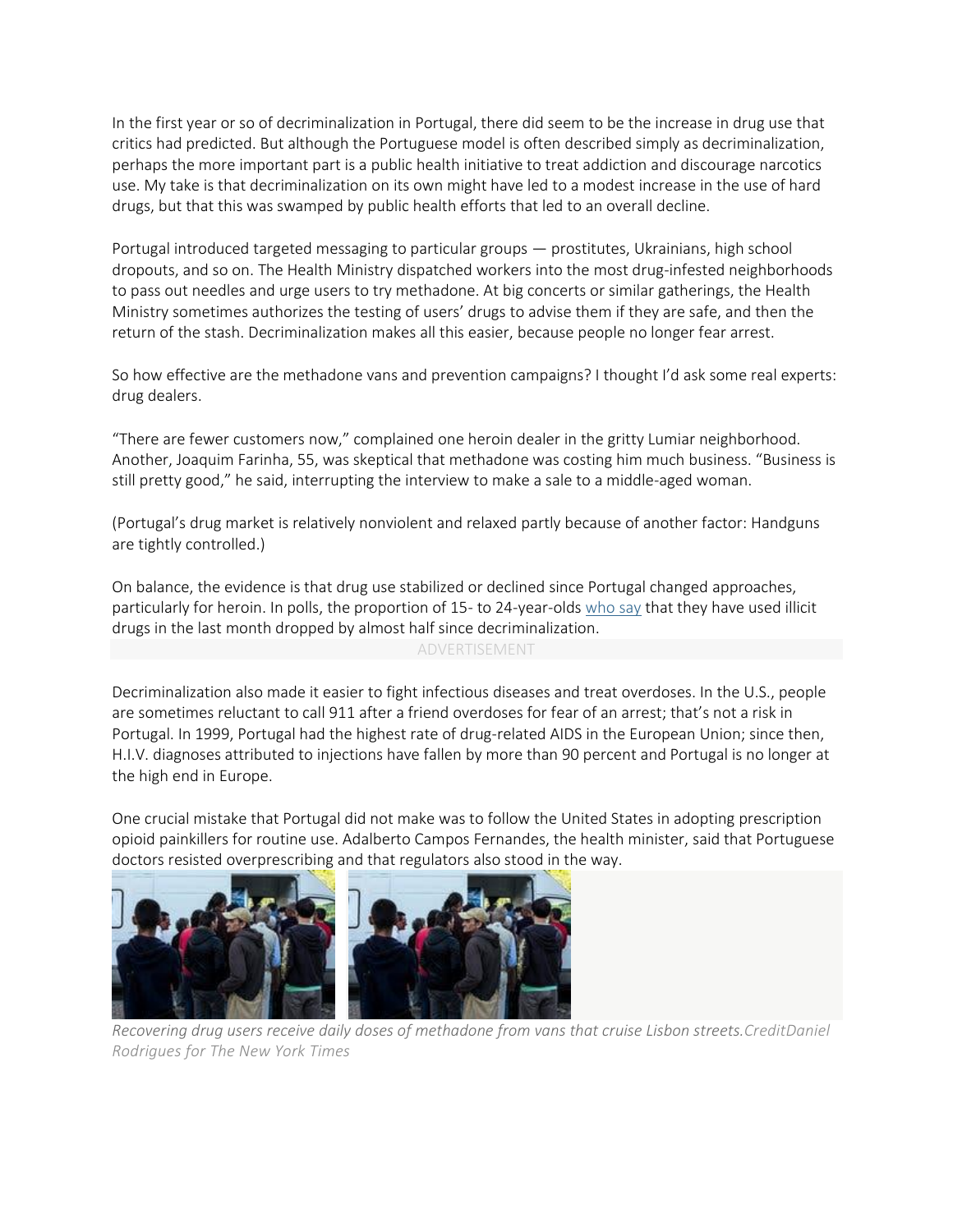In the first year or so of decriminalization in Portugal, there did seem to be the increase in drug use that critics had predicted. But although the Portuguese model is often described simply as decriminalization, perhaps the more important part is a public health initiative to treat addiction and discourage narcotics use. My take is that decriminalization on its own might have led to a modest increase in the use of hard drugs, but that this was swamped by public health efforts that led to an overall decline.

Portugal introduced targeted messaging to particular groups — prostitutes, Ukrainians, high school dropouts, and so on. The Health Ministry dispatched workers into the most drug-infested neighborhoods to pass out needles and urge users to try methadone. At big concerts or similar gatherings, the Health Ministry sometimes authorizes the testing of users' drugs to advise them if they are safe, and then the return of the stash. Decriminalization makes all this easier, because people no longer fear arrest.

So how effective are the methadone vans and prevention campaigns? I thought I'd ask some real experts: drug dealers.

"There are fewer customers now," complained one heroin dealer in the gritty Lumiar neighborhood. Another, Joaquim Farinha, 55, was skeptical that methadone was costing him much business. "Business is still pretty good," he said, interrupting the interview to make a sale to a middle-aged woman.

(Portugal's drug market is relatively nonviolent and relaxed partly because of another factor: Handguns are tightly controlled.)

On balance, the evidence is that drug use stabilized or declined since Portugal changed approaches, particularly for heroin. In polls, the proportion of 15- to 24-year-olds who say that they have used illicit drugs in the last month dropped by almost half since decriminalization.

ADVERTISEMENT

Decriminalization also made it easier to fight infectious diseases and treat overdoses. In the U.S., people are sometimes reluctant to call 911 after a friend overdoses for fear of an arrest; that's not a risk in Portugal. In 1999, Portugal had the highest rate of drug-related AIDS in the European Union; since then, H.I.V. diagnoses attributed to injections have fallen by more than 90 percent and Portugal is no longer at the high end in Europe.

One crucial mistake that Portugal did not make was to follow the United States in adopting prescription opioid painkillers for routine use. Adalberto Campos Fernandes, the health minister, said that Portuguese doctors resisted overprescribing and that regulators also stood in the way.

*Recovering drug users receive daily doses of methadone from vans that cruise Lisbon streets.CreditDaniel Rodrigues for The New York Times*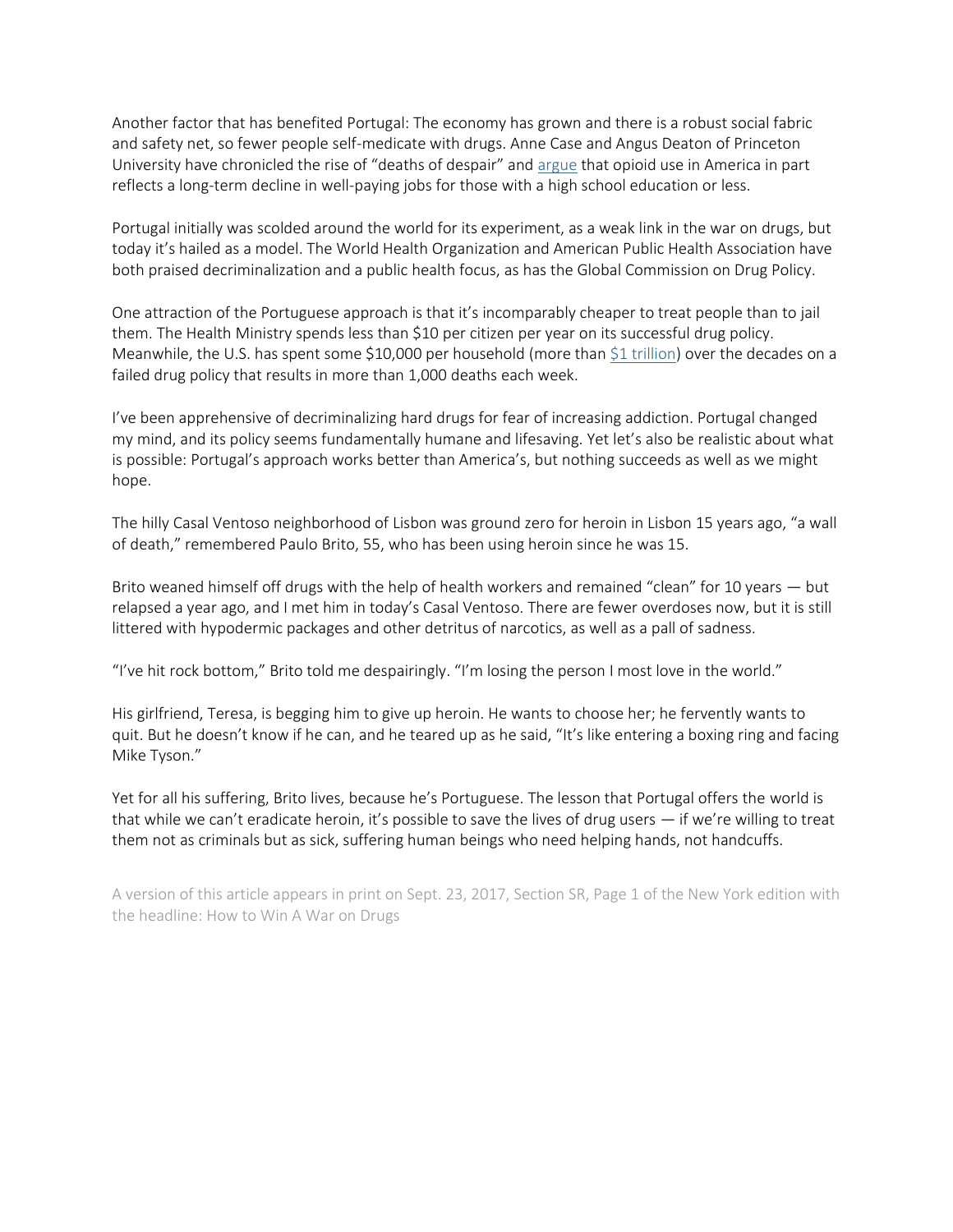Another factor that has benefited Portugal: The economy has grown and there is a robust social fabric and safety net, so fewer people self-medicate with drugs. Anne Case and Angus Deaton of Princeton University have chronicled the rise of "deaths of despair" and argue that opioid use in America in part reflects a long-term decline in well-paying jobs for those with a high school education or less.

Portugal initially was scolded around the world for its experiment, as a weak link in the war on drugs, but today it's hailed as a model. The World Health Organization and American Public Health Association have both praised decriminalization and a public health focus, as has the Global Commission on Drug Policy.

One attraction of the Portuguese approach is that it's incomparably cheaper to treat people than to jail them. The Health Ministry spends less than $10 per citizen per year on its successful drug policy. Meanwhile, the U.S. has spent some $10,000 per household (more than $1 trillion) over the decades on a failed drug policy that results in more than 1,000 deaths each week.

I've been apprehensive of decriminalizing hard drugs for fear of increasing addiction. Portugal changed my mind, and its policy seems fundamentally humane and lifesaving. Yet let's also be realistic about what is possible: Portugal's approach works better than America's, but nothing succeeds as well as we might hope.

The hilly Casal Ventoso neighborhood of Lisbon was ground zero for heroin in Lisbon 15 years ago, "a wall of death," remembered Paulo Brito, 55, who has been using heroin since he was 15.

Brito weaned himself off drugs with the help of health workers and remained "clean" for 10 years — but relapsed a year ago, and I met him in today's Casal Ventoso. There are fewer overdoses now, but it is still littered with hypodermic packages and other detritus of narcotics, as well as a pall of sadness.

"I've hit rock bottom," Brito told me despairingly. "I'm losing the person I most love in the world."

His girlfriend, Teresa, is begging him to give up heroin. He wants to choose her; he fervently wants to quit. But he doesn't know if he can, and he teared up as he said, "It's like entering a boxing ring and facing Mike Tyson."

Yet for all his suffering, Brito lives, because he's Portuguese. The lesson that Portugal offers the world is that while we can't eradicate heroin, it's possible to save the lives of drug users — if we're willing to treat them not as criminals but as sick, suffering human beings who need helping hands, not handcuffs.

A version of this article appears in print on Sept. 23, 2017, Section SR, Page 1 of the New York edition with the headline: How to Win A War on Drugs